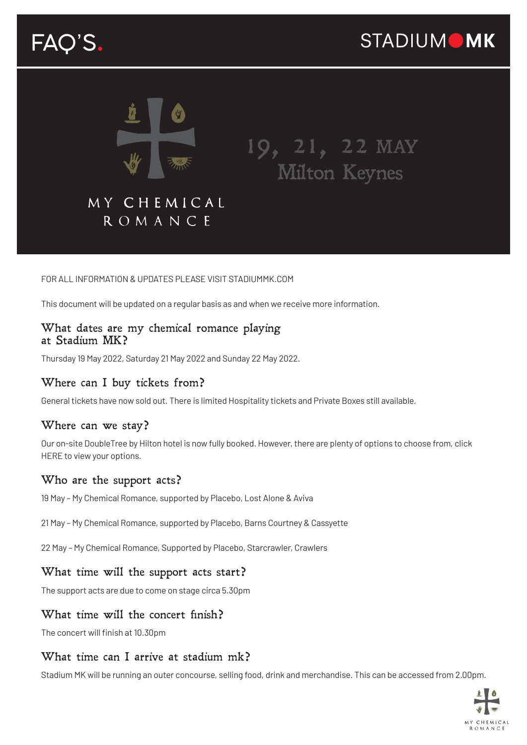# FAQ'S.

STADIUM MK

MY CHEMICAL ROMANCE

19, 21, 22 MAY
Milton Keynes

FOR ALL INFORMATION & UPDATES PLEASE VISIT STADIUMMK.COM

This document will be updated on a regular basis as and when we receive more information.

## What dates are my chemical romance playing at Stadium MK?

Thursday 19 May 2022, Saturday 21 May 2022 and Sunday 22 May 2022.

## Where can I buy tickets from?

General tickets have now sold out. There is limited Hospitality tickets and Private Boxes still available.

## Where can we stay?

Our on-site DoubleTree by Hilton hotel is now fully booked. However, there are plenty of options to choose from, click HERE to view your options.

## Who are the support acts?

19 May – My Chemical Romance, supported by Placebo, Lost Alone & Aviva

21 May – My Chemical Romance, supported by Placebo, Barns Courtney & Cassyette

22 May – My Chemical Romance, Supported by Placebo, Starcrawler, Crawlers

## What time will the support acts start?

The support acts are due to come on stage circa 5.30pm

## What time will the concert finish?

The concert will finish at 10.30pm

## What time can I arrive at stadium mk?

Stadium MK will be running an outer concourse, selling food, drink and merchandise. This can be accessed from 2.00pm.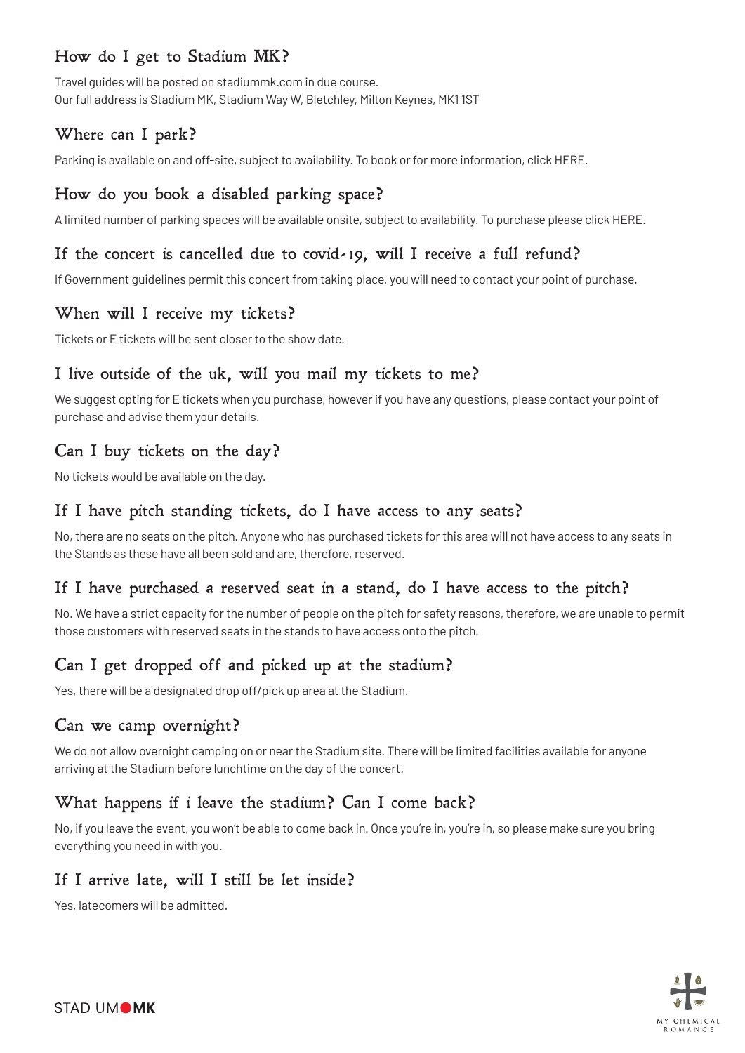## How do I get to Stadium MK?

Travel guides will be posted on stadiummk.com in due course.
Our full address is Stadium MK, Stadium Way W, Bletchley, Milton Keynes, MK1 1ST

## Where can I park?

Parking is available on and off-site, subject to availability. To book or for more information, click HERE.

## How do you book a disabled parking space?

A limited number of parking spaces will be available onsite, subject to availability. To purchase please click HERE.

## If the concert is cancelled due to covid-19, will I receive a full refund?

If Government guidelines permit this concert from taking place, you will need to contact your point of purchase.

## When will I receive my tickets?

Tickets or E tickets will be sent closer to the show date.

## I live outside of the uk, will you mail my tickets to me?

We suggest opting for E tickets when you purchase, however if you have any questions, please contact your point of purchase and advise them your details.

## Can I buy tickets on the day?

No tickets would be available on the day.

## If I have pitch standing tickets, do I have access to any seats?

No, there are no seats on the pitch. Anyone who has purchased tickets for this area will not have access to any seats in the Stands as these have all been sold and are, therefore, reserved.

## If I have purchased a reserved seat in a stand, do I have access to the pitch?

No. We have a strict capacity for the number of people on the pitch for safety reasons, therefore, we are unable to permit those customers with reserved seats in the stands to have access onto the pitch.

## Can I get dropped off and picked up at the stadium?

Yes, there will be a designated drop off/pick up area at the Stadium.

## Can we camp overnight?

We do not allow overnight camping on or near the Stadium site. There will be limited facilities available for anyone arriving at the Stadium before lunchtime on the day of the concert.

## What happens if i leave the stadium? Can I come back?

No, if you leave the event, you won't be able to come back in. Once you're in, you're in, so please make sure you bring everything you need in with you.

## If I arrive late, will I still be let inside?

Yes, latecomers will be admitted.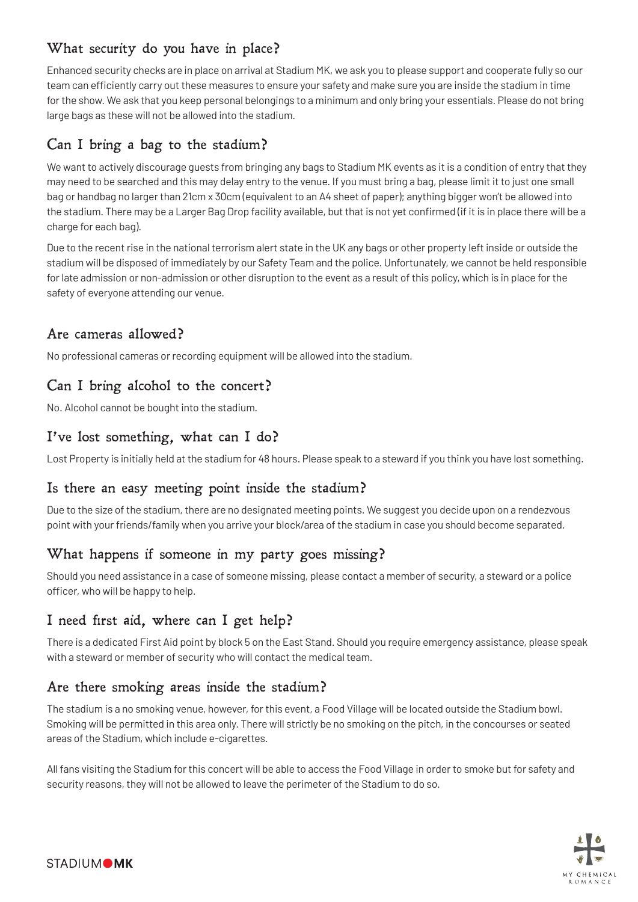## What security do you have in place?

Enhanced security checks are in place on arrival at Stadium MK, we ask you to please support and cooperate fully so our team can efficiently carry out these measures to ensure your safety and make sure you are inside the stadium in time for the show. We ask that you keep personal belongings to a minimum and only bring your essentials. Please do not bring large bags as these will not be allowed into the stadium.

## Can I bring a bag to the stadium?

We want to actively discourage guests from bringing any bags to Stadium MK events as it is a condition of entry that they may need to be searched and this may delay entry to the venue. If you must bring a bag, please limit it to just one small bag or handbag no larger than 21cm x 30cm (equivalent to an A4 sheet of paper); anything bigger won't be allowed into the stadium. There may be a Larger Bag Drop facility available, but that is not yet confirmed (if it is in place there will be a charge for each bag).

Due to the recent rise in the national terrorism alert state in the UK any bags or other property left inside or outside the stadium will be disposed of immediately by our Safety Team and the police. Unfortunately, we cannot be held responsible for late admission or non-admission or other disruption to the event as a result of this policy, which is in place for the safety of everyone attending our venue.

## Are cameras allowed?

No professional cameras or recording equipment will be allowed into the stadium.

## Can I bring alcohol to the concert?

No. Alcohol cannot be bought into the stadium.

## I've lost something, what can I do?

Lost Property is initially held at the stadium for 48 hours. Please speak to a steward if you think you have lost something.

## Is there an easy meeting point inside the stadium?

Due to the size of the stadium, there are no designated meeting points. We suggest you decide upon on a rendezvous point with your friends/family when you arrive your block/area of the stadium in case you should become separated.

## What happens if someone in my party goes missing?

Should you need assistance in a case of someone missing, please contact a member of security, a steward or a police officer, who will be happy to help.

## I need first aid, where can I get help?

There is a dedicated First Aid point by block 5 on the East Stand. Should you require emergency assistance, please speak with a steward or member of security who will contact the medical team.

## Are there smoking areas inside the stadium?

The stadium is a no smoking venue, however, for this event, a Food Village will be located outside the Stadium bowl. Smoking will be permitted in this area only. There will strictly be no smoking on the pitch, in the concourses or seated areas of the Stadium, which include e-cigarettes.

All fans visiting the Stadium for this concert will be able to access the Food Village in order to smoke but for safety and security reasons, they will not be allowed to leave the perimeter of the Stadium to do so.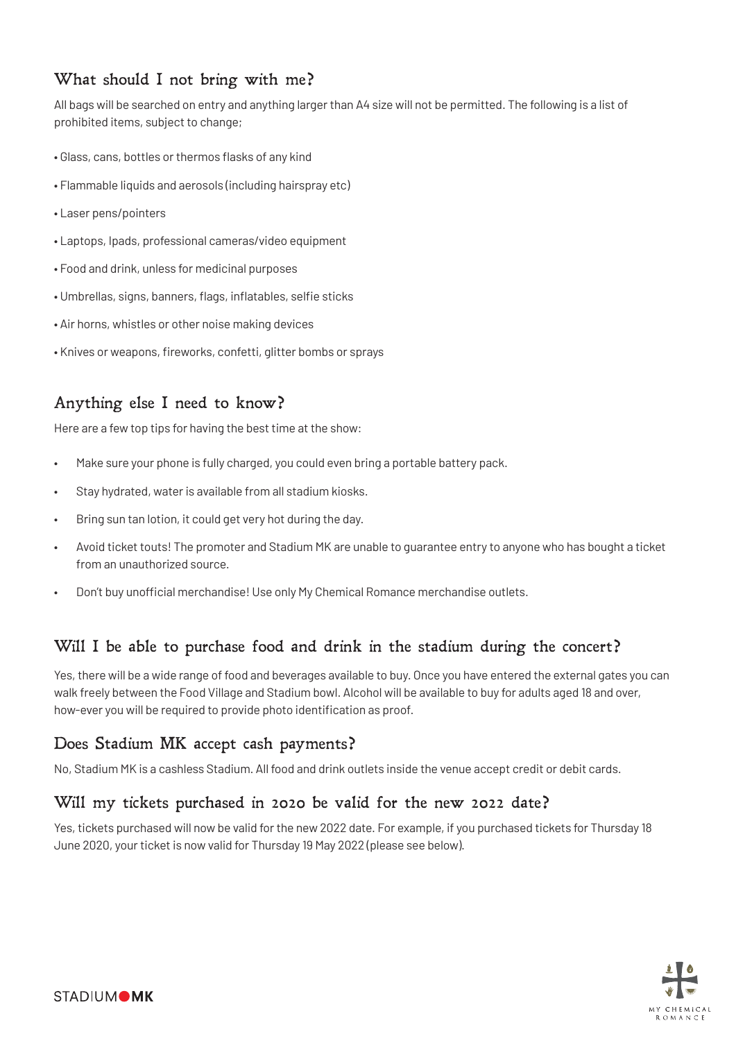## What should I not bring with me?

All bags will be searched on entry and anything larger than A4 size will not be permitted. The following is a list of prohibited items, subject to change;

- Glass, cans, bottles or thermos flasks of any kind
- Flammable liquids and aerosols (including hairspray etc)
- Laser pens/pointers
- Laptops, Ipads, professional cameras/video equipment
- Food and drink, unless for medicinal purposes
- Umbrellas, signs, banners, flags, inflatables, selfie sticks
- Air horns, whistles or other noise making devices
- Knives or weapons, fireworks, confetti, glitter bombs or sprays

## Anything else I need to know?

Here are a few top tips for having the best time at the show:

- Make sure your phone is fully charged, you could even bring a portable battery pack.
- Stay hydrated, water is available from all stadium kiosks.
- Bring sun tan lotion, it could get very hot during the day.
- Avoid ticket touts! The promoter and Stadium MK are unable to guarantee entry to anyone who has bought a ticket from an unauthorized source.
- Don't buy unofficial merchandise! Use only My Chemical Romance merchandise outlets.

## Will I be able to purchase food and drink in the stadium during the concert?

Yes, there will be a wide range of food and beverages available to buy. Once you have entered the external gates you can walk freely between the Food Village and Stadium bowl. Alcohol will be available to buy for adults aged 18 and over, how-ever you will be required to provide photo identification as proof.

## Does Stadium MK accept cash payments?

No, Stadium MK is a cashless Stadium. All food and drink outlets inside the venue accept credit or debit cards.

## Will my tickets purchased in 2020 be valid for the new 2022 date?

Yes, tickets purchased will now be valid for the new 2022 date. For example, if you purchased tickets for Thursday 18 June 2020, your ticket is now valid for Thursday 19 May 2022 (please see below).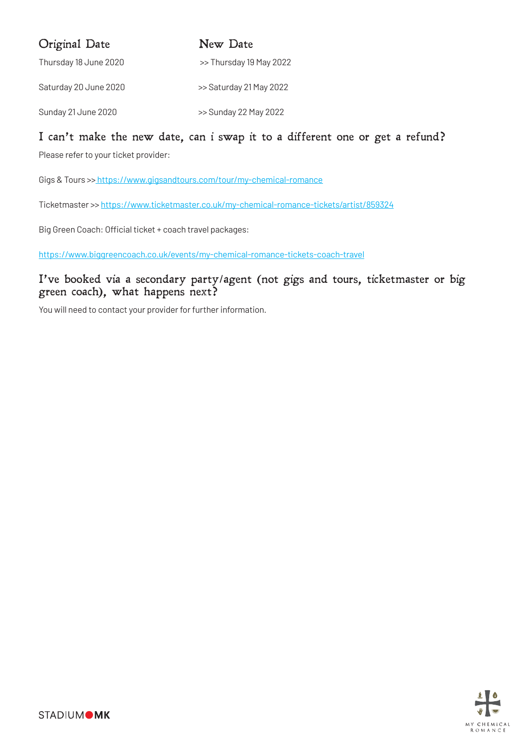| Original Date | New Date |
| --- | --- |
| Thursday 18 June 2020 | >> Thursday 19 May 2022 |
| Saturday 20 June 2020 | >> Saturday 21 May 2022 |
| Sunday 21 June 2020 | >> Sunday 22 May 2022 |

## I can't make the new date, can i swap it to a different one or get a refund?

Please refer to your ticket provider:

Gigs & Tours >> https://www.gigsandtours.com/tour/my-chemical-romance

Ticketmaster >> https://www.ticketmaster.co.uk/my-chemical-romance-tickets/artist/859324

Big Green Coach: Official ticket + coach travel packages:

https://www.biggreencoach.co.uk/events/my-chemical-romance-tickets-coach-travel

## I've booked via a secondary party/agent (not gigs and tours, ticketmaster or big green coach), what happens next?

You will need to contact your provider for further information.